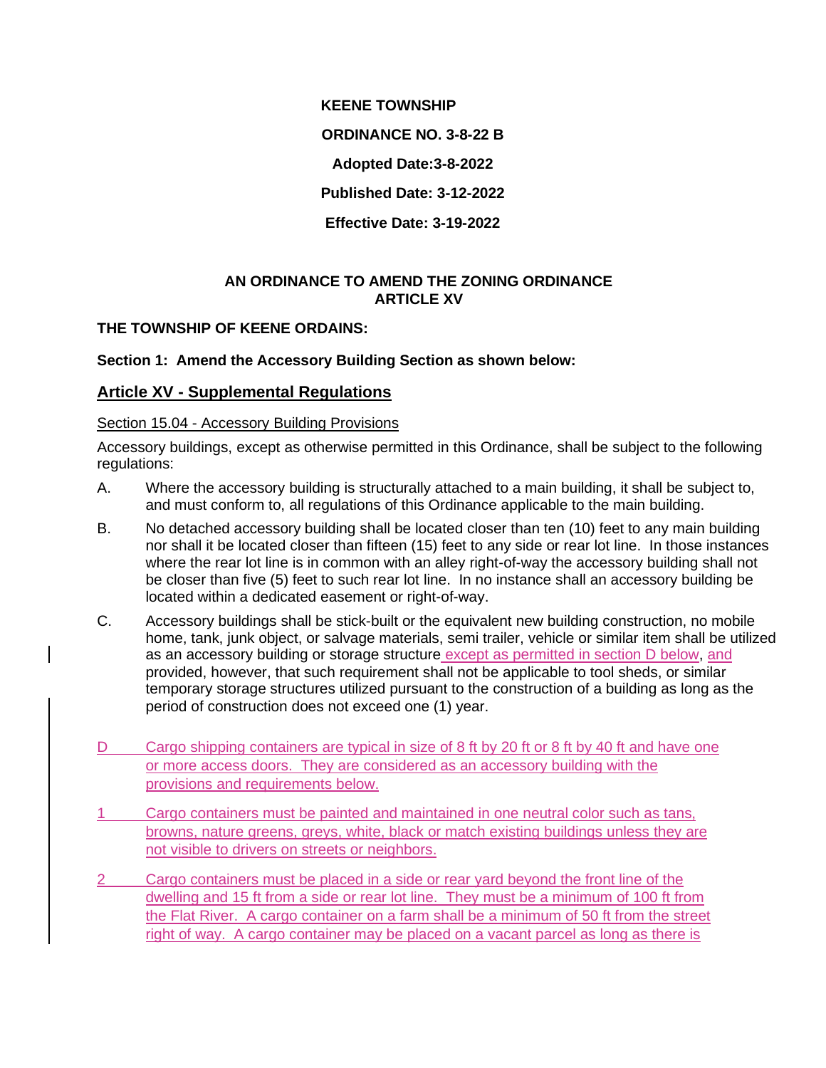**KEENE TOWNSHIP**

**ORDINANCE NO. 3-8-22 B**

**Adopted Date:3-8-2022**

**Published Date: 3-12-2022**

**Effective Date: 3-19-2022**

**AN ORDINANCE TO AMEND THE ZONING ORDINANCE ARTICLE XV**

**THE TOWNSHIP OF KEENE ORDAINS:**

**Section 1: Amend the Accessory Building Section as shown below:**

## Article XV - Supplemental Regulations

Section 15.04 - Accessory Building Provisions

Accessory buildings, except as otherwise permitted in this Ordinance, shall be subject to the following regulations:

A. Where the accessory building is structurally attached to a main building, it shall be subject to, and must conform to, all regulations of this Ordinance applicable to the main building.

B. No detached accessory building shall be located closer than ten (10) feet to any main building nor shall it be located closer than fifteen (15) feet to any side or rear lot line. In those instances where the rear lot line is in common with an alley right-of-way the accessory building shall not be closer than five (5) feet to such rear lot line. In no instance shall an accessory building be located within a dedicated easement or right-of-way.

C. Accessory buildings shall be stick-built or the equivalent new building construction, no mobile home, tank, junk object, or salvage materials, semi trailer, vehicle or similar item shall be utilized as an accessory building or storage structure except as permitted in section D below, and provided, however, that such requirement shall not be applicable to tool sheds, or similar temporary storage structures utilized pursuant to the construction of a building as long as the period of construction does not exceed one (1) year.

D Cargo shipping containers are typical in size of 8 ft by 20 ft or 8 ft by 40 ft and have one or more access doors. They are considered as an accessory building with the provisions and requirements below.

1 Cargo containers must be painted and maintained in one neutral color such as tans, browns, nature greens, greys, white, black or match existing buildings unless they are not visible to drivers on streets or neighbors.

2 Cargo containers must be placed in a side or rear yard beyond the front line of the dwelling and 15 ft from a side or rear lot line. They must be a minimum of 100 ft from the Flat River. A cargo container on a farm shall be a minimum of 50 ft from the street right of way. A cargo container may be placed on a vacant parcel as long as there is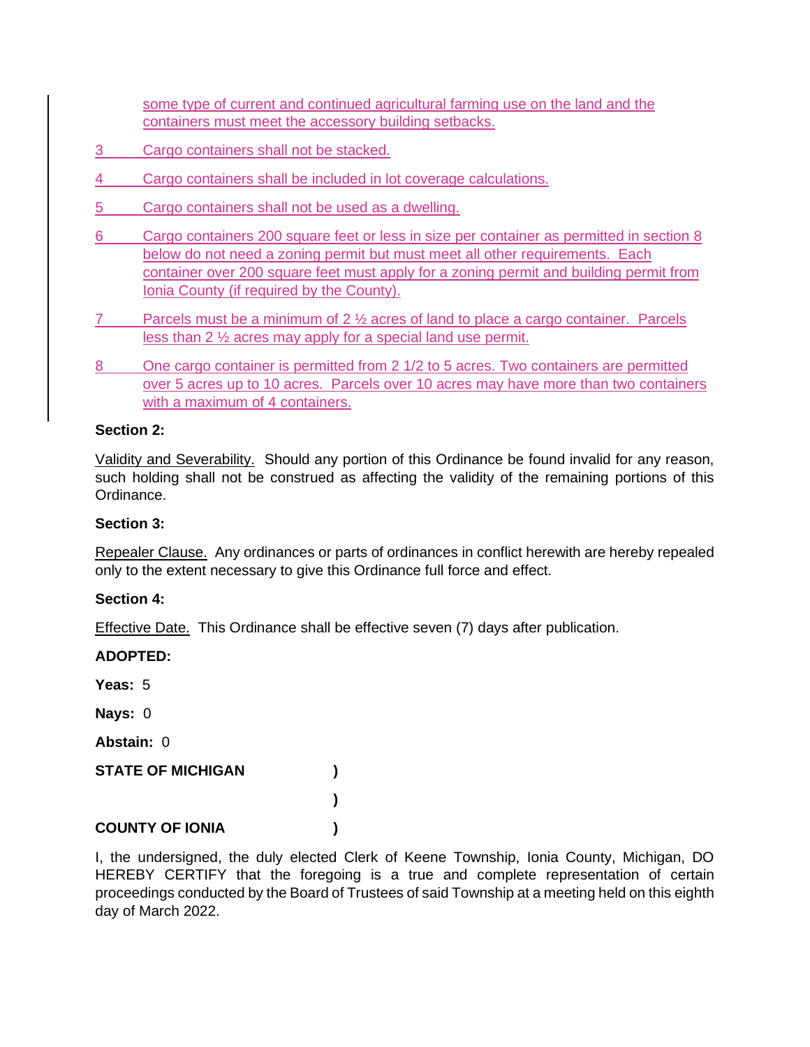some type of current and continued agricultural farming use on the land and the containers must meet the accessory building setbacks.

3 Cargo containers shall not be stacked.

4 Cargo containers shall be included in lot coverage calculations.

5 Cargo containers shall not be used as a dwelling.

6 Cargo containers 200 square feet or less in size per container as permitted in section 8 below do not need a zoning permit but must meet all other requirements. Each container over 200 square feet must apply for a zoning permit and building permit from Ionia County (if required by the County).

7 Parcels must be a minimum of 2 ½ acres of land to place a cargo container. Parcels less than 2 ½ acres may apply for a special land use permit.

8 One cargo container is permitted from 2 1/2 to 5 acres. Two containers are permitted over 5 acres up to 10 acres. Parcels over 10 acres may have more than two containers with a maximum of 4 containers.

**Section 2:**

Validity and Severability. Should any portion of this Ordinance be found invalid for any reason, such holding shall not be construed as affecting the validity of the remaining portions of this Ordinance.

**Section 3:**

Repealer Clause. Any ordinances or parts of ordinances in conflict herewith are hereby repealed only to the extent necessary to give this Ordinance full force and effect.

**Section 4:**

Effective Date. This Ordinance shall be effective seven (7) days after publication.

**ADOPTED:**

**Yeas:** 5

**Nays:** 0

**Abstain:** 0

**STATE OF MICHIGAN )**

**)**

**COUNTY OF IONIA )**

I, the undersigned, the duly elected Clerk of Keene Township, Ionia County, Michigan, DO HEREBY CERTIFY that the foregoing is a true and complete representation of certain proceedings conducted by the Board of Trustees of said Township at a meeting held on this eighth day of March 2022.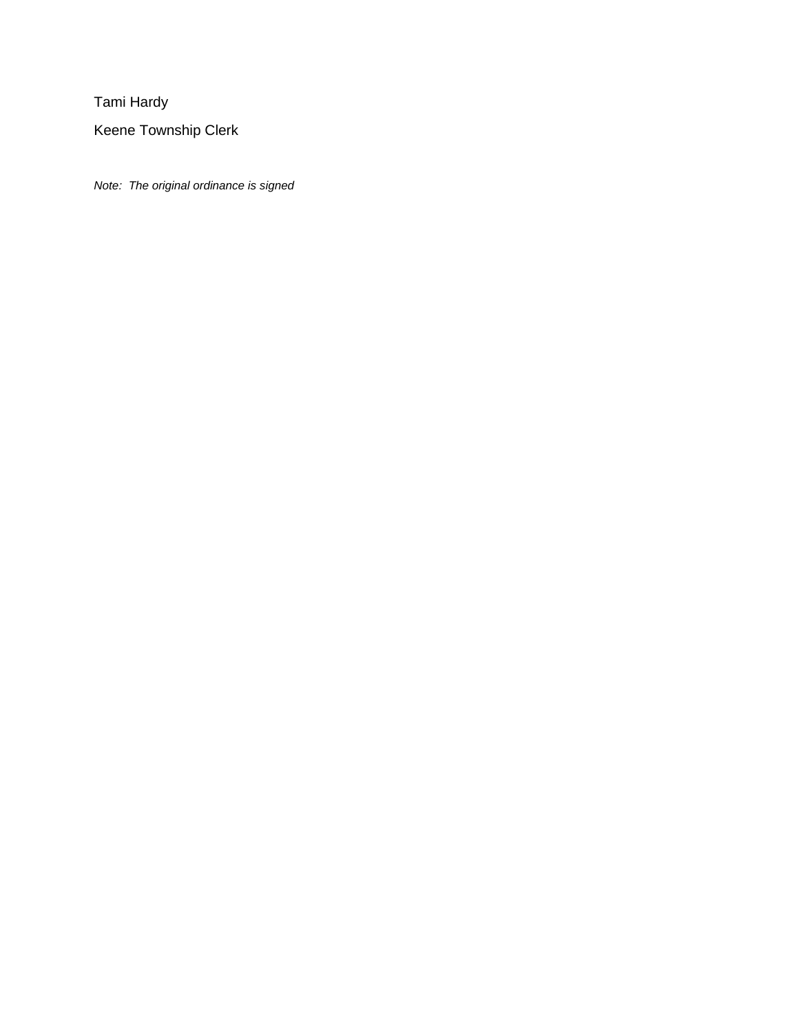Tami Hardy

Keene Township Clerk

*Note: The original ordinance is signed*